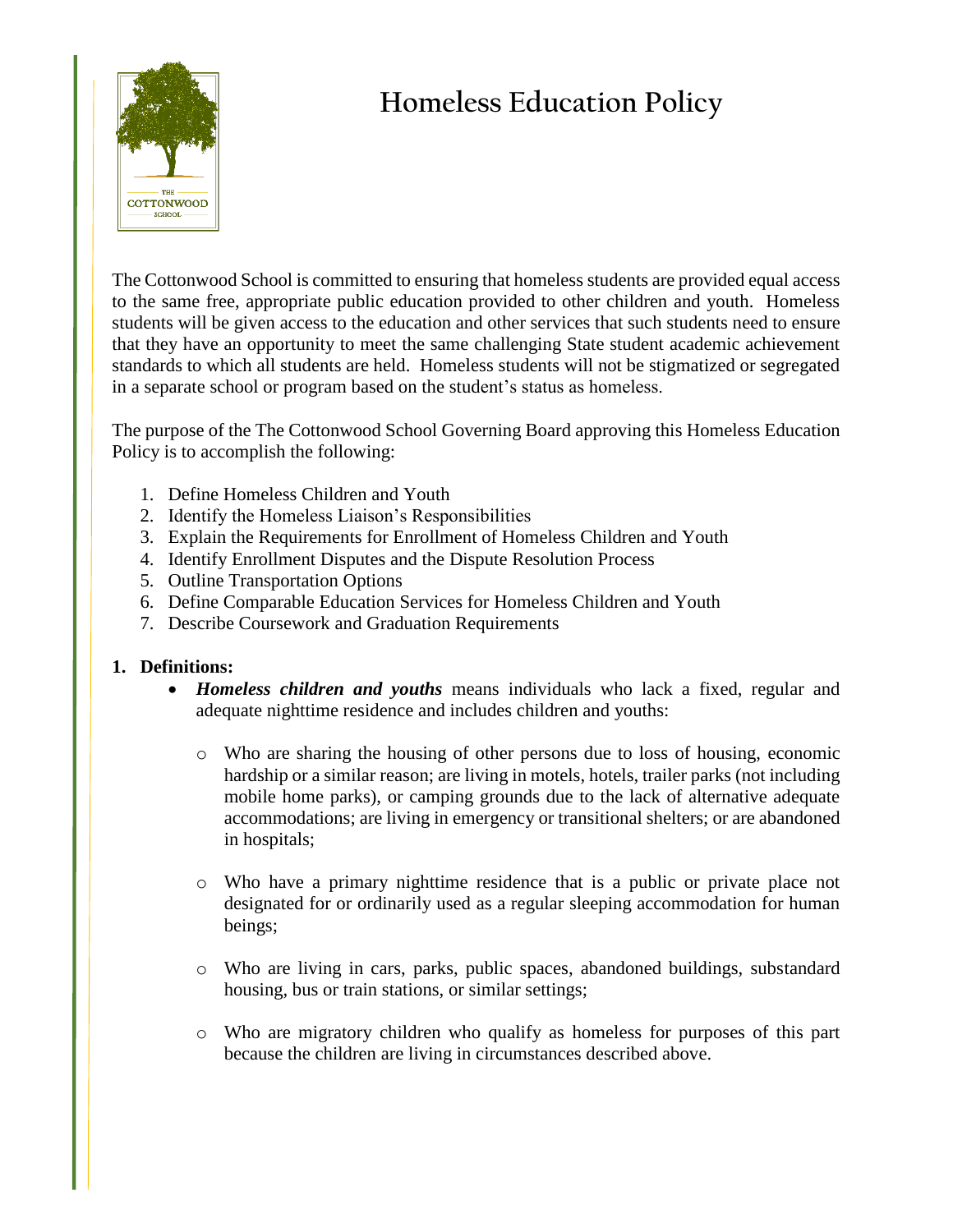# Homeless Education Policy

The Cottonwood School is committed to ensuring that homeless students are provided equal access to the same free, appropriate public education provided to other children and youth. Homeless students will be given access to the education and other services that such students need to ensure that they have an opportunity to meet the same challenging State student academic achievement standards to which all students are held. Homeless students will not be stigmatized or segregated in a separate school or program based on the student's status as homeless.

The purpose of the The Cottonwood School Governing Board approving this Homeless Education Policy is to accomplish the following:

1. Define Homeless Children and Youth
2. Identify the Homeless Liaison's Responsibilities
3. Explain the Requirements for Enrollment of Homeless Children and Youth
4. Identify Enrollment Disputes and the Dispute Resolution Process
5. Outline Transportation Options
6. Define Comparable Education Services for Homeless Children and Youth
7. Describe Coursework and Graduation Requirements

## 1. Definitions:

- ***Homeless children and youths*** means individuals who lack a fixed, regular and adequate nighttime residence and includes children and youths:
  - Who are sharing the housing of other persons due to loss of housing, economic hardship or a similar reason; are living in motels, hotels, trailer parks (not including mobile home parks), or camping grounds due to the lack of alternative adequate accommodations; are living in emergency or transitional shelters; or are abandoned in hospitals;
  - Who have a primary nighttime residence that is a public or private place not designated for or ordinarily used as a regular sleeping accommodation for human beings;
  - Who are living in cars, parks, public spaces, abandoned buildings, substandard housing, bus or train stations, or similar settings;
  - Who are migratory children who qualify as homeless for purposes of this part because the children are living in circumstances described above.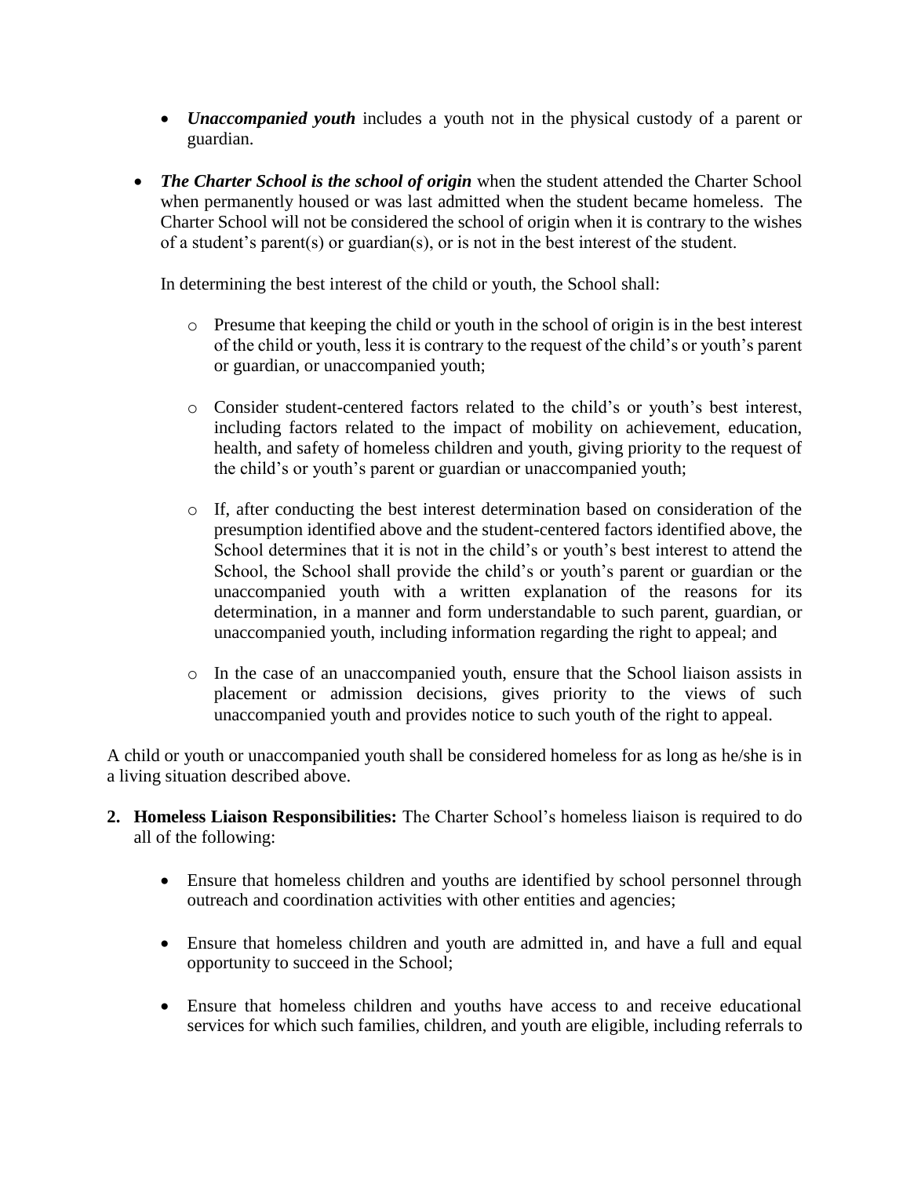- ***Unaccompanied youth*** includes a youth not in the physical custody of a parent or guardian.

- ***The Charter School is the school of origin*** when the student attended the Charter School when permanently housed or was last admitted when the student became homeless. The Charter School will not be considered the school of origin when it is contrary to the wishes of a student's parent(s) or guardian(s), or is not in the best interest of the student.

  In determining the best interest of the child or youth, the School shall:

  - Presume that keeping the child or youth in the school of origin is in the best interest of the child or youth, less it is contrary to the request of the child's or youth's parent or guardian, or unaccompanied youth;

  - Consider student-centered factors related to the child's or youth's best interest, including factors related to the impact of mobility on achievement, education, health, and safety of homeless children and youth, giving priority to the request of the child's or youth's parent or guardian or unaccompanied youth;

  - If, after conducting the best interest determination based on consideration of the presumption identified above and the student-centered factors identified above, the School determines that it is not in the child's or youth's best interest to attend the School, the School shall provide the child's or youth's parent or guardian or the unaccompanied youth with a written explanation of the reasons for its determination, in a manner and form understandable to such parent, guardian, or unaccompanied youth, including information regarding the right to appeal; and

  - In the case of an unaccompanied youth, ensure that the School liaison assists in placement or admission decisions, gives priority to the views of such unaccompanied youth and provides notice to such youth of the right to appeal.

A child or youth or unaccompanied youth shall be considered homeless for as long as he/she is in a living situation described above.

2. **Homeless Liaison Responsibilities:** The Charter School's homeless liaison is required to do all of the following:

   - Ensure that homeless children and youths are identified by school personnel through outreach and coordination activities with other entities and agencies;

   - Ensure that homeless children and youth are admitted in, and have a full and equal opportunity to succeed in the School;

   - Ensure that homeless children and youths have access to and receive educational services for which such families, children, and youth are eligible, including referrals to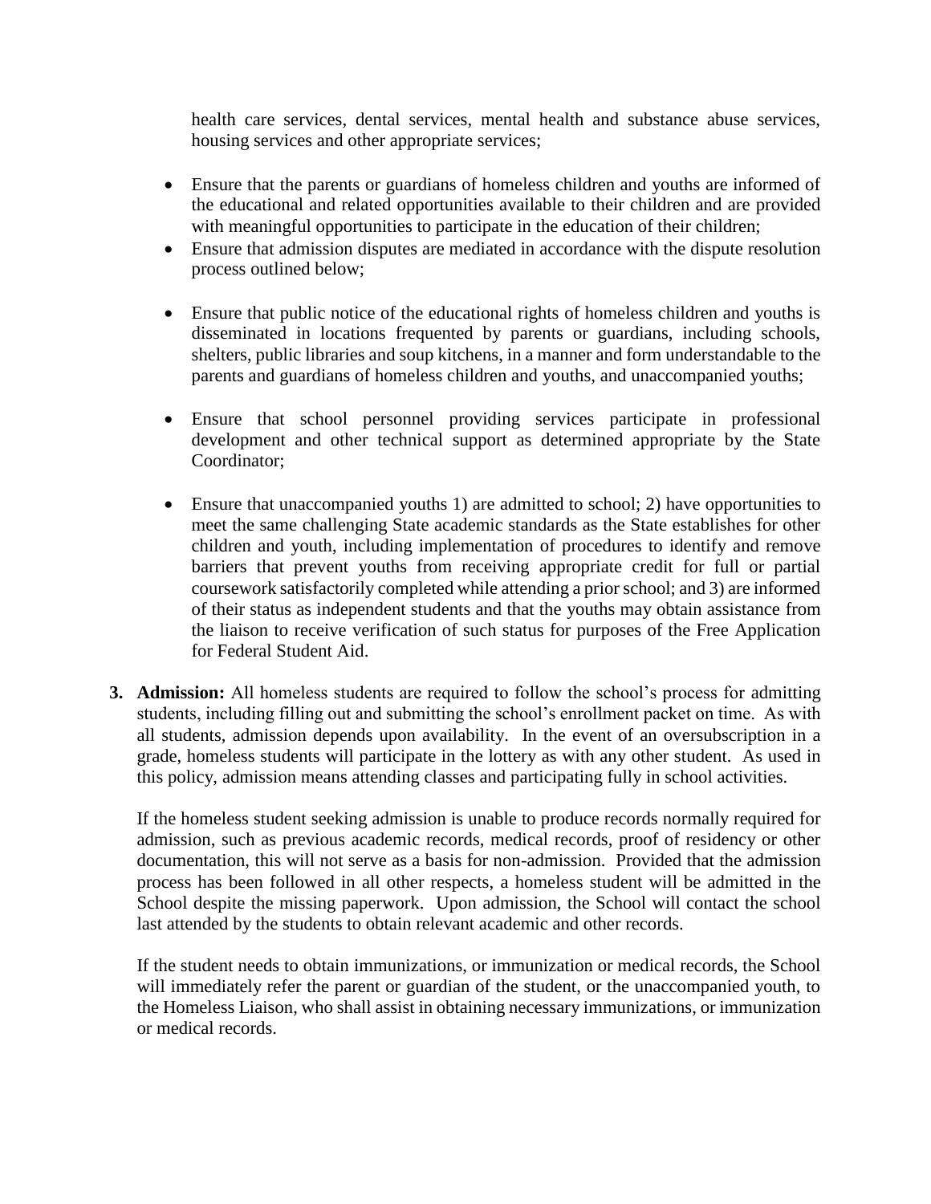health care services, dental services, mental health and substance abuse services, housing services and other appropriate services;

- Ensure that the parents or guardians of homeless children and youths are informed of the educational and related opportunities available to their children and are provided with meaningful opportunities to participate in the education of their children;
- Ensure that admission disputes are mediated in accordance with the dispute resolution process outlined below;
- Ensure that public notice of the educational rights of homeless children and youths is disseminated in locations frequented by parents or guardians, including schools, shelters, public libraries and soup kitchens, in a manner and form understandable to the parents and guardians of homeless children and youths, and unaccompanied youths;
- Ensure that school personnel providing services participate in professional development and other technical support as determined appropriate by the State Coordinator;
- Ensure that unaccompanied youths 1) are admitted to school; 2) have opportunities to meet the same challenging State academic standards as the State establishes for other children and youth, including implementation of procedures to identify and remove barriers that prevent youths from receiving appropriate credit for full or partial coursework satisfactorily completed while attending a prior school; and 3) are informed of their status as independent students and that the youths may obtain assistance from the liaison to receive verification of such status for purposes of the Free Application for Federal Student Aid.

3. **Admission:** All homeless students are required to follow the school's process for admitting students, including filling out and submitting the school's enrollment packet on time. As with all students, admission depends upon availability. In the event of an oversubscription in a grade, homeless students will participate in the lottery as with any other student. As used in this policy, admission means attending classes and participating fully in school activities.

   If the homeless student seeking admission is unable to produce records normally required for admission, such as previous academic records, medical records, proof of residency or other documentation, this will not serve as a basis for non-admission. Provided that the admission process has been followed in all other respects, a homeless student will be admitted in the School despite the missing paperwork. Upon admission, the School will contact the school last attended by the students to obtain relevant academic and other records.

   If the student needs to obtain immunizations, or immunization or medical records, the School will immediately refer the parent or guardian of the student, or the unaccompanied youth, to the Homeless Liaison, who shall assist in obtaining necessary immunizations, or immunization or medical records.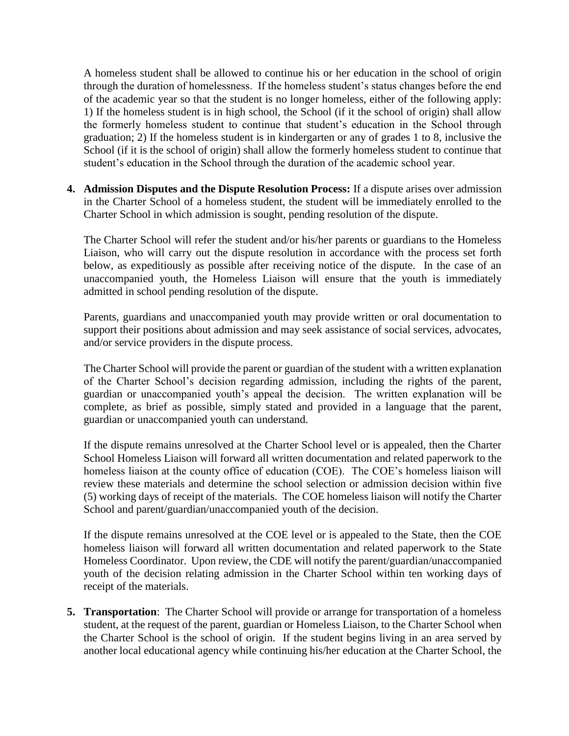A homeless student shall be allowed to continue his or her education in the school of origin through the duration of homelessness. If the homeless student's status changes before the end of the academic year so that the student is no longer homeless, either of the following apply: 1) If the homeless student is in high school, the School (if it the school of origin) shall allow the formerly homeless student to continue that student's education in the School through graduation; 2) If the homeless student is in kindergarten or any of grades 1 to 8, inclusive the School (if it is the school of origin) shall allow the formerly homeless student to continue that student's education in the School through the duration of the academic school year.

4. **Admission Disputes and the Dispute Resolution Process:** If a dispute arises over admission in the Charter School of a homeless student, the student will be immediately enrolled to the Charter School in which admission is sought, pending resolution of the dispute.

   The Charter School will refer the student and/or his/her parents or guardians to the Homeless Liaison, who will carry out the dispute resolution in accordance with the process set forth below, as expeditiously as possible after receiving notice of the dispute. In the case of an unaccompanied youth, the Homeless Liaison will ensure that the youth is immediately admitted in school pending resolution of the dispute.

   Parents, guardians and unaccompanied youth may provide written or oral documentation to support their positions about admission and may seek assistance of social services, advocates, and/or service providers in the dispute process.

   The Charter School will provide the parent or guardian of the student with a written explanation of the Charter School's decision regarding admission, including the rights of the parent, guardian or unaccompanied youth's appeal the decision. The written explanation will be complete, as brief as possible, simply stated and provided in a language that the parent, guardian or unaccompanied youth can understand.

   If the dispute remains unresolved at the Charter School level or is appealed, then the Charter School Homeless Liaison will forward all written documentation and related paperwork to the homeless liaison at the county office of education (COE). The COE's homeless liaison will review these materials and determine the school selection or admission decision within five (5) working days of receipt of the materials. The COE homeless liaison will notify the Charter School and parent/guardian/unaccompanied youth of the decision.

   If the dispute remains unresolved at the COE level or is appealed to the State, then the COE homeless liaison will forward all written documentation and related paperwork to the State Homeless Coordinator. Upon review, the CDE will notify the parent/guardian/unaccompanied youth of the decision relating admission in the Charter School within ten working days of receipt of the materials.

5. **Transportation**: The Charter School will provide or arrange for transportation of a homeless student, at the request of the parent, guardian or Homeless Liaison, to the Charter School when the Charter School is the school of origin. If the student begins living in an area served by another local educational agency while continuing his/her education at the Charter School, the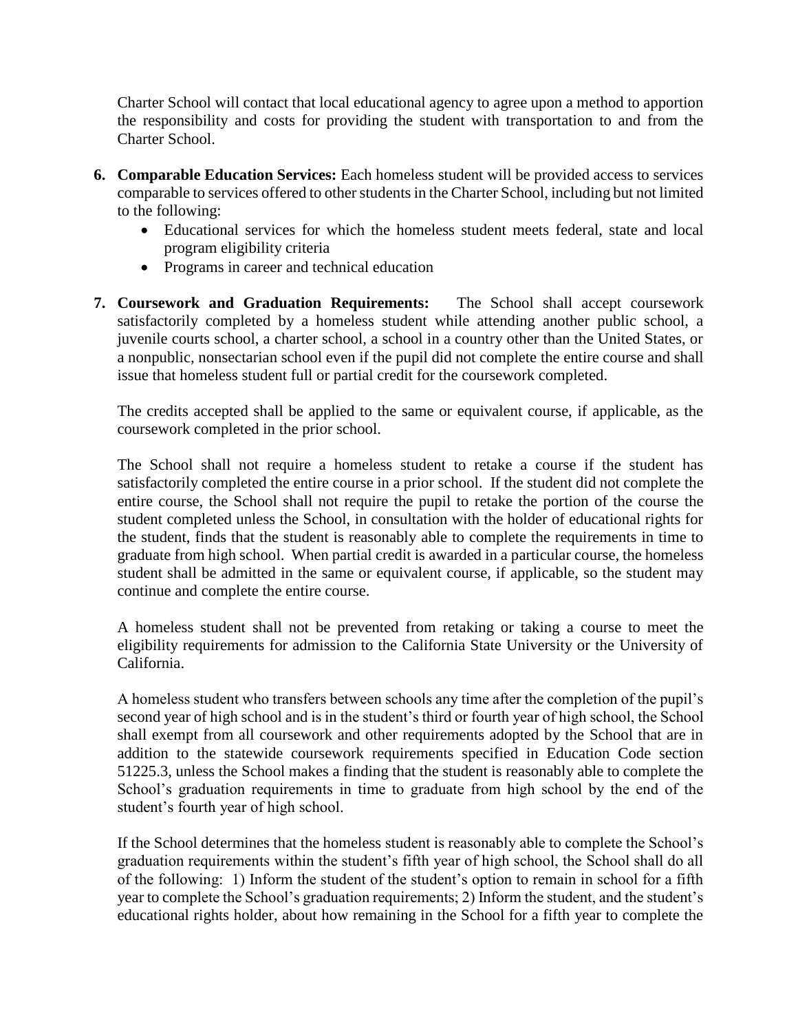Charter School will contact that local educational agency to agree upon a method to apportion the responsibility and costs for providing the student with transportation to and from the Charter School.

6. **Comparable Education Services:** Each homeless student will be provided access to services comparable to services offered to other students in the Charter School, including but not limited to the following:
   - Educational services for which the homeless student meets federal, state and local program eligibility criteria
   - Programs in career and technical education

7. **Coursework and Graduation Requirements:** The School shall accept coursework satisfactorily completed by a homeless student while attending another public school, a juvenile courts school, a charter school, a school in a country other than the United States, or a nonpublic, nonsectarian school even if the pupil did not complete the entire course and shall issue that homeless student full or partial credit for the coursework completed.

   The credits accepted shall be applied to the same or equivalent course, if applicable, as the coursework completed in the prior school.

   The School shall not require a homeless student to retake a course if the student has satisfactorily completed the entire course in a prior school. If the student did not complete the entire course, the School shall not require the pupil to retake the portion of the course the student completed unless the School, in consultation with the holder of educational rights for the student, finds that the student is reasonably able to complete the requirements in time to graduate from high school. When partial credit is awarded in a particular course, the homeless student shall be admitted in the same or equivalent course, if applicable, so the student may continue and complete the entire course.

   A homeless student shall not be prevented from retaking or taking a course to meet the eligibility requirements for admission to the California State University or the University of California.

   A homeless student who transfers between schools any time after the completion of the pupil's second year of high school and is in the student's third or fourth year of high school, the School shall exempt from all coursework and other requirements adopted by the School that are in addition to the statewide coursework requirements specified in Education Code section 51225.3, unless the School makes a finding that the student is reasonably able to complete the School's graduation requirements in time to graduate from high school by the end of the student's fourth year of high school.

   If the School determines that the homeless student is reasonably able to complete the School's graduation requirements within the student's fifth year of high school, the School shall do all of the following: 1) Inform the student of the student's option to remain in school for a fifth year to complete the School's graduation requirements; 2) Inform the student, and the student's educational rights holder, about how remaining in the School for a fifth year to complete the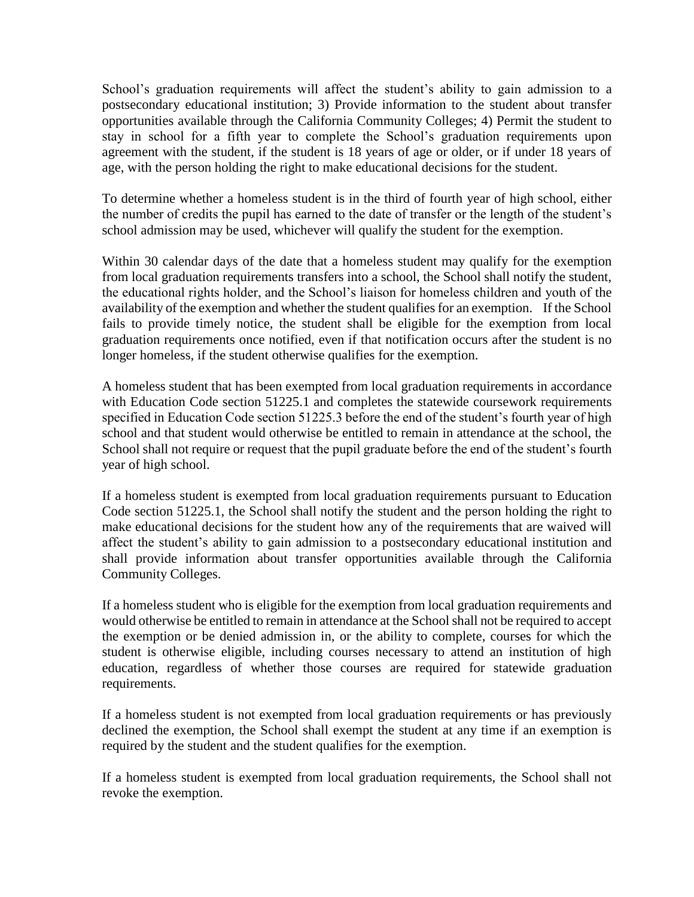School's graduation requirements will affect the student's ability to gain admission to a postsecondary educational institution; 3) Provide information to the student about transfer opportunities available through the California Community Colleges; 4) Permit the student to stay in school for a fifth year to complete the School's graduation requirements upon agreement with the student, if the student is 18 years of age or older, or if under 18 years of age, with the person holding the right to make educational decisions for the student.

To determine whether a homeless student is in the third of fourth year of high school, either the number of credits the pupil has earned to the date of transfer or the length of the student's school admission may be used, whichever will qualify the student for the exemption.

Within 30 calendar days of the date that a homeless student may qualify for the exemption from local graduation requirements transfers into a school, the School shall notify the student, the educational rights holder, and the School's liaison for homeless children and youth of the availability of the exemption and whether the student qualifies for an exemption. If the School fails to provide timely notice, the student shall be eligible for the exemption from local graduation requirements once notified, even if that notification occurs after the student is no longer homeless, if the student otherwise qualifies for the exemption.

A homeless student that has been exempted from local graduation requirements in accordance with Education Code section 51225.1 and completes the statewide coursework requirements specified in Education Code section 51225.3 before the end of the student's fourth year of high school and that student would otherwise be entitled to remain in attendance at the school, the School shall not require or request that the pupil graduate before the end of the student's fourth year of high school.

If a homeless student is exempted from local graduation requirements pursuant to Education Code section 51225.1, the School shall notify the student and the person holding the right to make educational decisions for the student how any of the requirements that are waived will affect the student's ability to gain admission to a postsecondary educational institution and shall provide information about transfer opportunities available through the California Community Colleges.

If a homeless student who is eligible for the exemption from local graduation requirements and would otherwise be entitled to remain in attendance at the School shall not be required to accept the exemption or be denied admission in, or the ability to complete, courses for which the student is otherwise eligible, including courses necessary to attend an institution of high education, regardless of whether those courses are required for statewide graduation requirements.

If a homeless student is not exempted from local graduation requirements or has previously declined the exemption, the School shall exempt the student at any time if an exemption is required by the student and the student qualifies for the exemption.

If a homeless student is exempted from local graduation requirements, the School shall not revoke the exemption.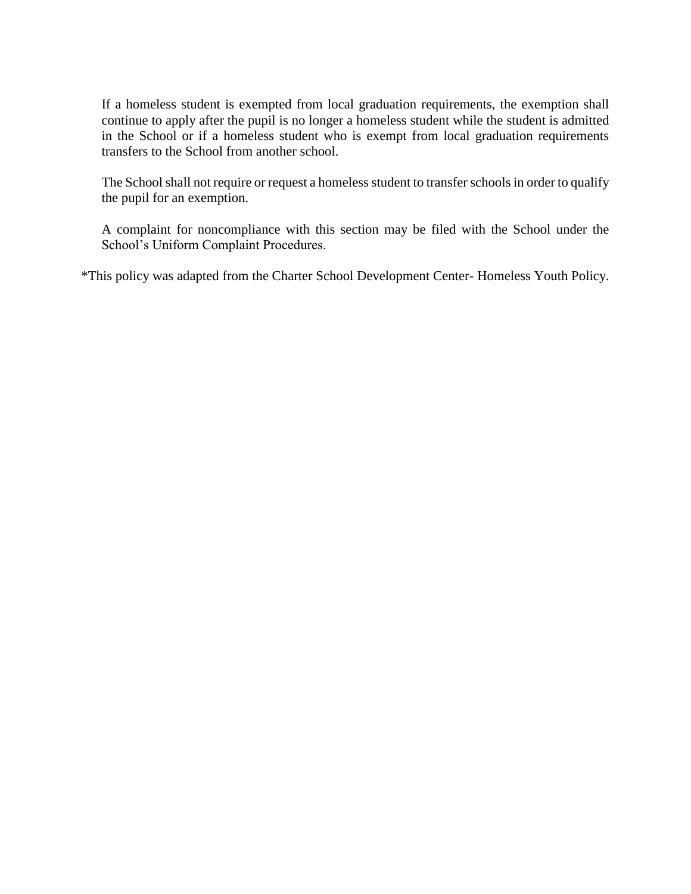If a homeless student is exempted from local graduation requirements, the exemption shall continue to apply after the pupil is no longer a homeless student while the student is admitted in the School or if a homeless student who is exempt from local graduation requirements transfers to the School from another school.

The School shall not require or request a homeless student to transfer schools in order to qualify the pupil for an exemption.

A complaint for noncompliance with this section may be filed with the School under the School's Uniform Complaint Procedures.

*This policy was adapted from the Charter School Development Center- Homeless Youth Policy.